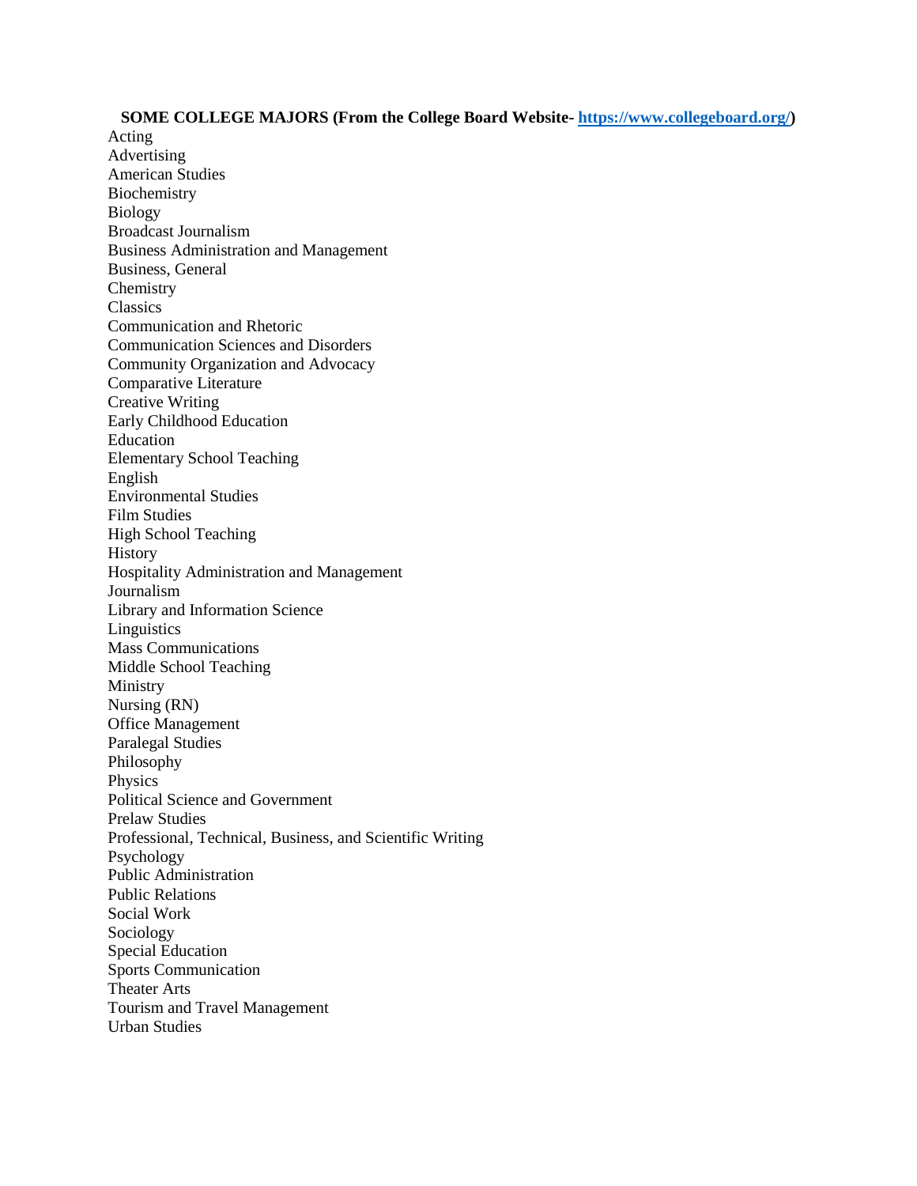**SOME COLLEGE MAJORS (From the College Board Website- https://www.collegeboard.org/)**

Acting
Advertising
American Studies
Biochemistry
Biology
Broadcast Journalism
Business Administration and Management
Business, General
Chemistry
Classics
Communication and Rhetoric
Communication Sciences and Disorders
Community Organization and Advocacy
Comparative Literature
Creative Writing
Early Childhood Education
Education
Elementary School Teaching
English
Environmental Studies
Film Studies
High School Teaching
History
Hospitality Administration and Management
Journalism
Library and Information Science
Linguistics
Mass Communications
Middle School Teaching
Ministry
Nursing (RN)
Office Management
Paralegal Studies
Philosophy
Physics
Political Science and Government
Prelaw Studies
Professional, Technical, Business, and Scientific Writing
Psychology
Public Administration
Public Relations
Social Work
Sociology
Special Education
Sports Communication
Theater Arts
Tourism and Travel Management
Urban Studies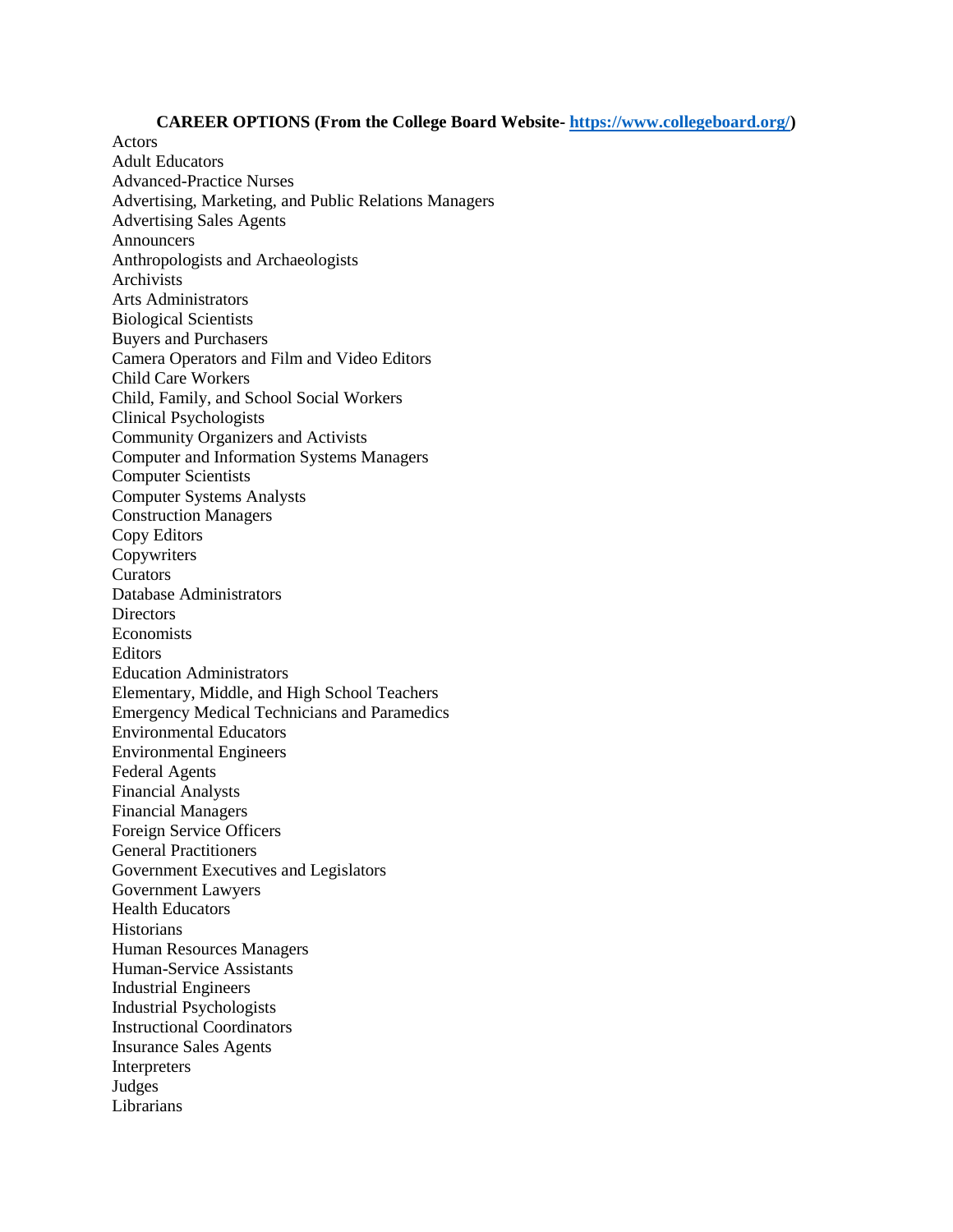**CAREER OPTIONS (From the College Board Website- [https://www.collegeboard.org/](https://www.collegeboard.org/))**

Actors
Adult Educators
Advanced-Practice Nurses
Advertising, Marketing, and Public Relations Managers
Advertising Sales Agents
Announcers
Anthropologists and Archaeologists
Archivists
Arts Administrators
Biological Scientists
Buyers and Purchasers
Camera Operators and Film and Video Editors
Child Care Workers
Child, Family, and School Social Workers
Clinical Psychologists
Community Organizers and Activists
Computer and Information Systems Managers
Computer Scientists
Computer Systems Analysts
Construction Managers
Copy Editors
Copywriters
Curators
Database Administrators
Directors
Economists
Editors
Education Administrators
Elementary, Middle, and High School Teachers
Emergency Medical Technicians and Paramedics
Environmental Educators
Environmental Engineers
Federal Agents
Financial Analysts
Financial Managers
Foreign Service Officers
General Practitioners
Government Executives and Legislators
Government Lawyers
Health Educators
Historians
Human Resources Managers
Human-Service Assistants
Industrial Engineers
Industrial Psychologists
Instructional Coordinators
Insurance Sales Agents
Interpreters
Judges
Librarians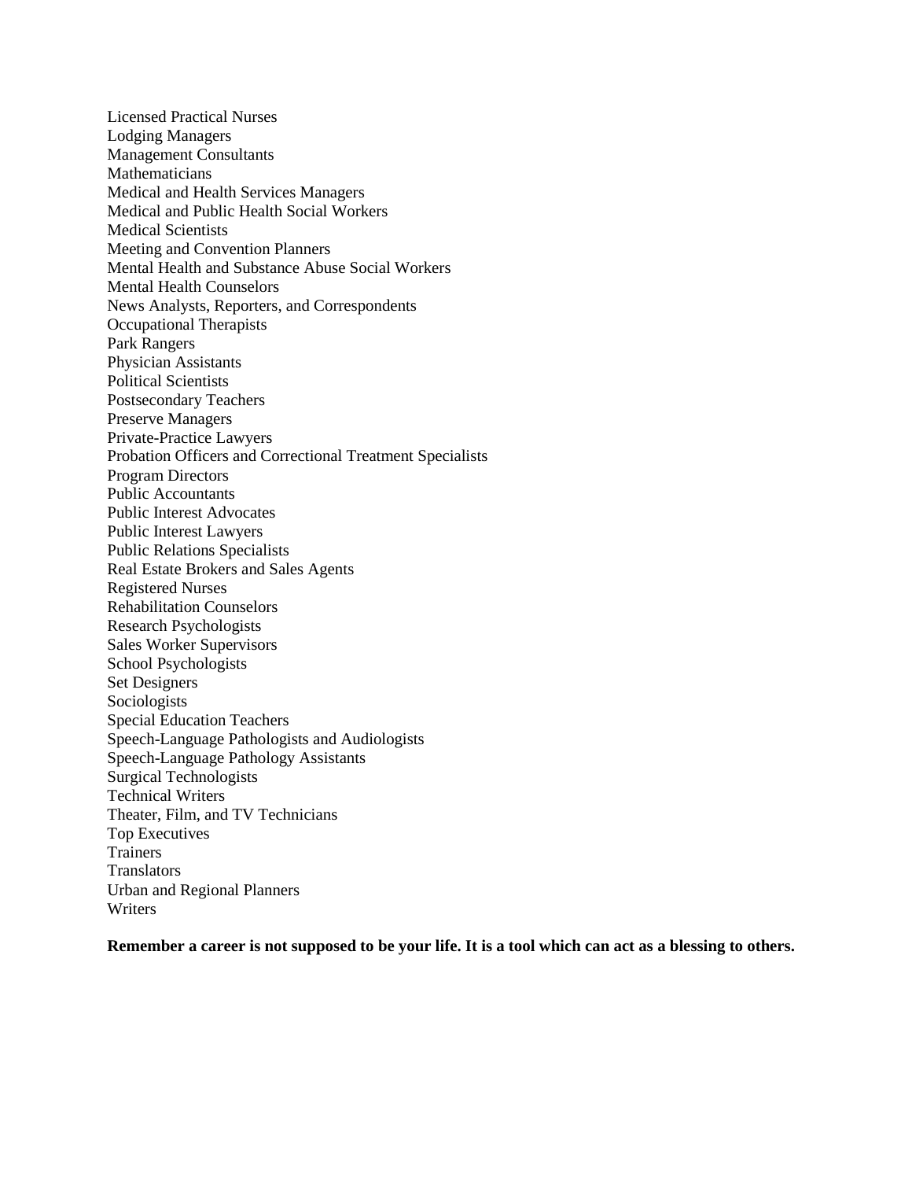Licensed Practical Nurses
Lodging Managers
Management Consultants
Mathematicians
Medical and Health Services Managers
Medical and Public Health Social Workers
Medical Scientists
Meeting and Convention Planners
Mental Health and Substance Abuse Social Workers
Mental Health Counselors
News Analysts, Reporters, and Correspondents
Occupational Therapists
Park Rangers
Physician Assistants
Political Scientists
Postsecondary Teachers
Preserve Managers
Private-Practice Lawyers
Probation Officers and Correctional Treatment Specialists
Program Directors
Public Accountants
Public Interest Advocates
Public Interest Lawyers
Public Relations Specialists
Real Estate Brokers and Sales Agents
Registered Nurses
Rehabilitation Counselors
Research Psychologists
Sales Worker Supervisors
School Psychologists
Set Designers
Sociologists
Special Education Teachers
Speech-Language Pathologists and Audiologists
Speech-Language Pathology Assistants
Surgical Technologists
Technical Writers
Theater, Film, and TV Technicians
Top Executives
Trainers
Translators
Urban and Regional Planners
Writers

**Remember a career is not supposed to be your life. It is a tool which can act as a blessing to others.**